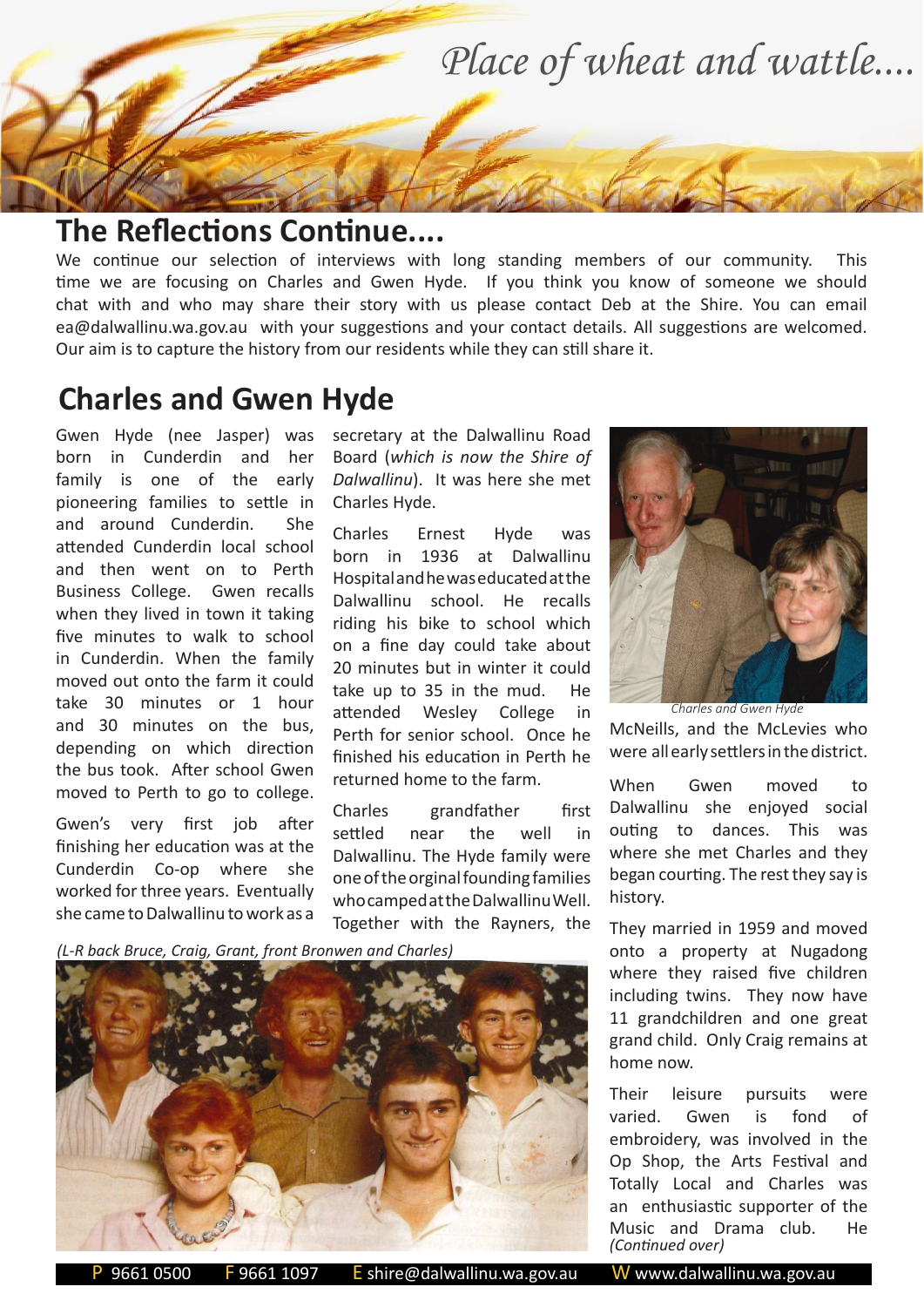*Place of wheat and wattle....*

## The Reflections Continue....

We continue our selection of interviews with long standing members of our community. This time we are focusing on Charles and Gwen Hyde. If you think you know of someone we should chat with and who may share their story with us please contact Deb at the Shire. You can email ea@dalwallinu.wa.gov.au with your suggestions and your contact details. All suggestions are welcomed. Our aim is to capture the history from our residents while they can still share it.

## Charles and Gwen Hyde

Gwen Hyde (nee Jasper) was born in Cunderdin and her family is one of the early pioneering families to settle in and around Cunderdin. She attended Cunderdin local school and then went on to Perth Business College. Gwen recalls when they lived in town it taking five minutes to walk to school in Cunderdin. When the family moved out onto the farm it could take 30 minutes or 1 hour and 30 minutes on the bus, depending on which direction the bus took. After school Gwen moved to Perth to go to college.

Gwen's very first job after finishing her education was at the Cunderdin Co-op where she worked for three years. Eventually she came to Dalwallinu to work as a secretary at the Dalwallinu Road Board (*which is now the Shire of Dalwallinu*). It was here she met Charles Hyde.

Charles Ernest Hyde was born in 1936 at Dalwallinu Hospital and he was educated at the Dalwallinu school. He recalls riding his bike to school which on a fine day could take about 20 minutes but in winter it could take up to 35 in the mud. He attended Wesley College in Perth for senior school. Once he finished his education in Perth he returned home to the farm.

Charles grandfather first settled near the well in Dalwallinu. The Hyde family were one of the orginal founding families who camped at the Dalwallinu Well. Together with the Rayners, the McNeills, and the McLevies who were all early settlers in the district.

*Charles and Gwen Hyde*

When Gwen moved to Dalwallinu she enjoyed social outing to dances. This was where she met Charles and they began courting. The rest they say is history.

They married in 1959 and moved onto a property at Nugadong where they raised five children including twins. They now have 11 grandchildren and one great grand child. Only Craig remains at home now.

Their leisure pursuits were varied. Gwen is fond of embroidery, was involved in the Op Shop, the Arts Festival and Totally Local and Charles was an enthusiastic supporter of the Music and Drama club. He *(Continued over)*

*(L-R back Bruce, Craig, Grant, front Bronwen and Charles)*

P 9661 0500 F 9661 1097 E shire@dalwallinu.wa.gov.au W www.dalwallinu.wa.gov.au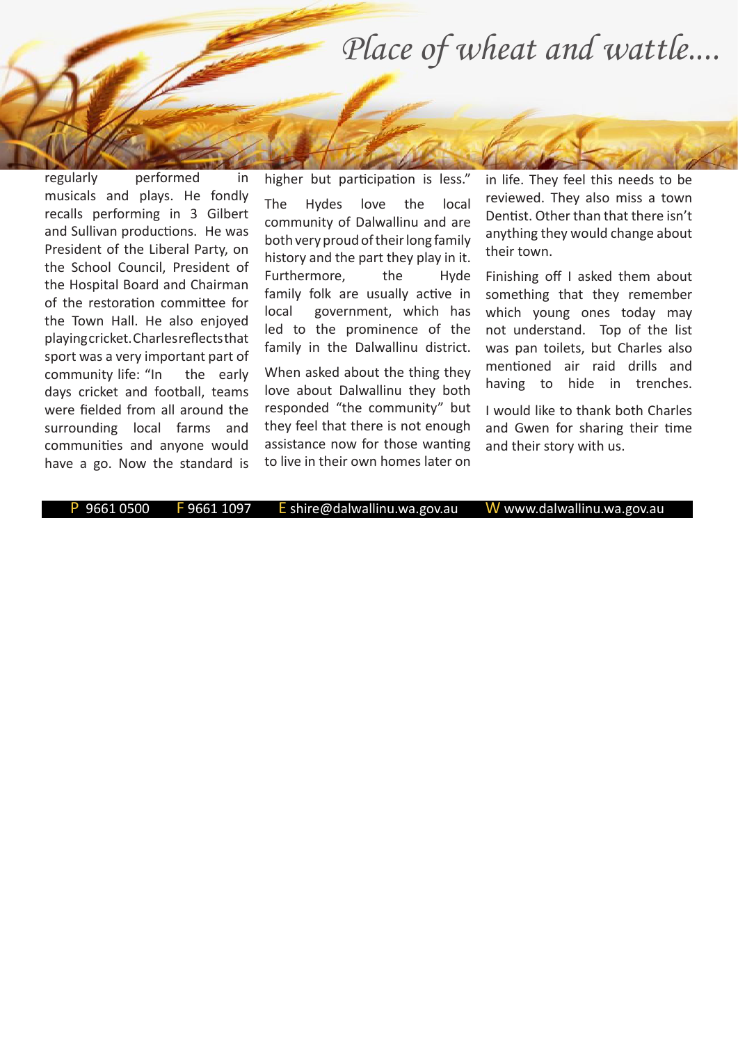regularly performed in musicals and plays. He fondly recalls performing in 3 Gilbert and Sullivan productions. He was President of the Liberal Party, on the School Council, President of the Hospital Board and Chairman of the restoration committee for the Town Hall. He also enjoyed playing cricket. Charles reflects that sport was a very important part of community life: "In the early days cricket and football, teams were fielded from all around the surrounding local farms and communities and anyone would have a go. Now the standard is higher but participation is less."

The Hydes love the local community of Dalwallinu and are both very proud of their long family history and the part they play in it. Furthermore, the Hyde family folk are usually active in local government, which has led to the prominence of the family in the Dalwallinu district.

When asked about the thing they love about Dalwallinu they both responded "the community" but they feel that there is not enough assistance now for those wanting to live in their own homes later on in life. They feel this needs to be reviewed. They also miss a town Dentist. Other than that there isn't anything they would change about their town.

Finishing off I asked them about something that they remember which young ones today may not understand. Top of the list was pan toilets, but Charles also mentioned air raid drills and having to hide in trenches.

I would like to thank both Charles and Gwen for sharing their time and their story with us.